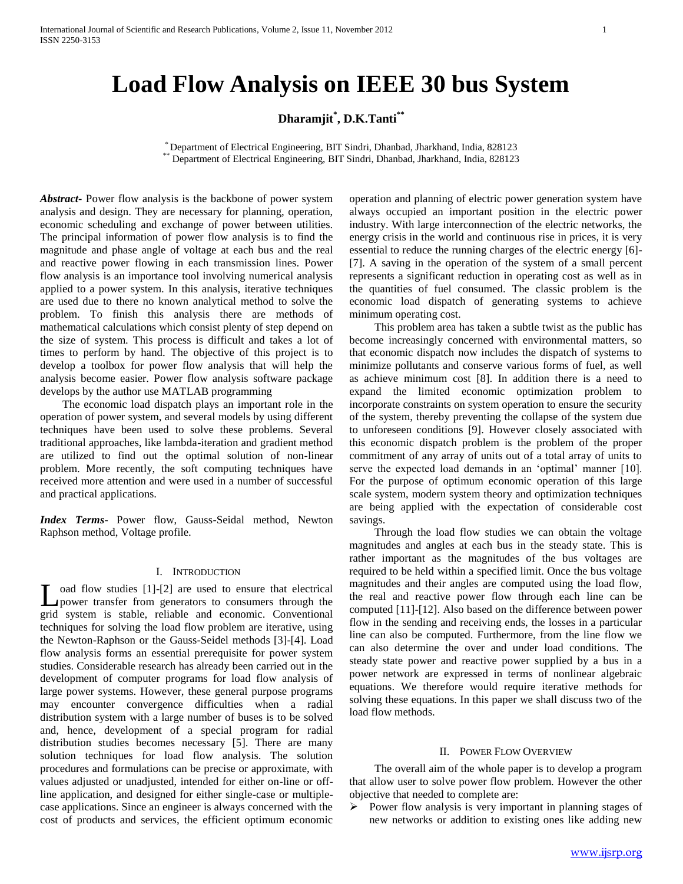# Load Flow Analysis on IEEE 30 bus System

**Dharamjit[*], D.K.Tanti[**]**

[*] Department of Electrical Engineering, BIT Sindri, Dhanbad, Jharkhand, India, 828123
[**] Department of Electrical Engineering, BIT Sindri, Dhanbad, Jharkhand, India, 828123

***Abstract-*** Power flow analysis is the backbone of power system analysis and design. They are necessary for planning, operation, economic scheduling and exchange of power between utilities. The principal information of power flow analysis is to find the magnitude and phase angle of voltage at each bus and the real and reactive power flowing in each transmission lines. Power flow analysis is an importance tool involving numerical analysis applied to a power system. In this analysis, iterative techniques are used due to there no known analytical method to solve the problem. To finish this analysis there are methods of mathematical calculations which consist plenty of step depend on the size of system. This process is difficult and takes a lot of times to perform by hand. The objective of this project is to develop a toolbox for power flow analysis that will help the analysis become easier. Power flow analysis software package develops by the author use MATLAB programming

The economic load dispatch plays an important role in the operation of power system, and several models by using different techniques have been used to solve these problems. Several traditional approaches, like lambda-iteration and gradient method are utilized to find out the optimal solution of non-linear problem. More recently, the soft computing techniques have received more attention and were used in a number of successful and practical applications.

***Index Terms-*** Power flow, Gauss-Seidal method, Newton Raphson method, Voltage profile.

## I. Introduction

Load flow studies [1]-[2] are used to ensure that electrical power transfer from generators to consumers through the grid system is stable, reliable and economic. Conventional techniques for solving the load flow problem are iterative, using the Newton-Raphson or the Gauss-Seidel methods [3]-[4]. Load flow analysis forms an essential prerequisite for power system studies. Considerable research has already been carried out in the development of computer programs for load flow analysis of large power systems. However, these general purpose programs may encounter convergence difficulties when a radial distribution system with a large number of buses is to be solved and, hence, development of a special program for radial distribution studies becomes necessary [5]. There are many solution techniques for load flow analysis. The solution procedures and formulations can be precise or approximate, with values adjusted or unadjusted, intended for either on-line or off-line application, and designed for either single-case or multiple-case applications. Since an engineer is always concerned with the cost of products and services, the efficient optimum economic operation and planning of electric power generation system have always occupied an important position in the electric power industry. With large interconnection of the electric networks, the energy crisis in the world and continuous rise in prices, it is very essential to reduce the running charges of the electric energy [6]-[7]. A saving in the operation of the system of a small percent represents a significant reduction in operating cost as well as in the quantities of fuel consumed. The classic problem is the economic load dispatch of generating systems to achieve minimum operating cost.

This problem area has taken a subtle twist as the public has become increasingly concerned with environmental matters, so that economic dispatch now includes the dispatch of systems to minimize pollutants and conserve various forms of fuel, as well as achieve minimum cost [8]. In addition there is a need to expand the limited economic optimization problem to incorporate constraints on system operation to ensure the security of the system, thereby preventing the collapse of the system due to unforeseen conditions [9]. However closely associated with this economic dispatch problem is the problem of the proper commitment of any array of units out of a total array of units to serve the expected load demands in an 'optimal' manner [10]. For the purpose of optimum economic operation of this large scale system, modern system theory and optimization techniques are being applied with the expectation of considerable cost savings.

Through the load flow studies we can obtain the voltage magnitudes and angles at each bus in the steady state. This is rather important as the magnitudes of the bus voltages are required to be held within a specified limit. Once the bus voltage magnitudes and their angles are computed using the load flow, the real and reactive power flow through each line can be computed [11]-[12]. Also based on the difference between power flow in the sending and receiving ends, the losses in a particular line can also be computed. Furthermore, from the line flow we can also determine the over and under load conditions. The steady state power and reactive power supplied by a bus in a power network are expressed in terms of nonlinear algebraic equations. We therefore would require iterative methods for solving these equations. In this paper we shall discuss two of the load flow methods.

## II. Power Flow Overview

The overall aim of the whole paper is to develop a program that allow user to solve power flow problem. However the other objective that needed to complete are:

- Power flow analysis is very important in planning stages of new networks or addition to existing ones like adding new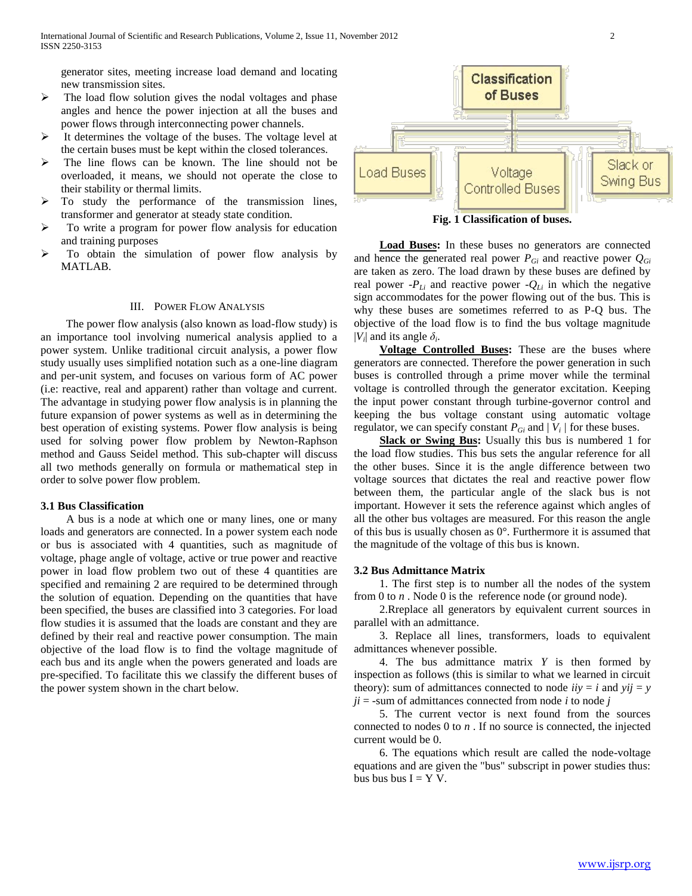generator sites, meeting increase load demand and locating new transmission sites.

- The load flow solution gives the nodal voltages and phase angles and hence the power injection at all the buses and power flows through interconnecting power channels.
- It determines the voltage of the buses. The voltage level at the certain buses must be kept within the closed tolerances.
- The line flows can be known. The line should not be overloaded, it means, we should not operate the close to their stability or thermal limits.
- To study the performance of the transmission lines, transformer and generator at steady state condition.
- To write a program for power flow analysis for education and training purposes
- To obtain the simulation of power flow analysis by MATLAB.

## III. Power Flow Analysis

The power flow analysis (also known as load-flow study) is an importance tool involving numerical analysis applied to a power system. Unlike traditional circuit analysis, a power flow study usually uses simplified notation such as a one-line diagram and per-unit system, and focuses on various form of AC power (i.e: reactive, real and apparent) rather than voltage and current. The advantage in studying power flow analysis is in planning the future expansion of power systems as well as in determining the best operation of existing systems. Power flow analysis is being used for solving power flow problem by Newton-Raphson method and Gauss Seidel method. This sub-chapter will discuss all two methods generally on formula or mathematical step in order to solve power flow problem.

### 3.1 Bus Classification

A bus is a node at which one or many lines, one or many loads and generators are connected. In a power system each node or bus is associated with 4 quantities, such as magnitude of voltage, phage angle of voltage, active or true power and reactive power in load flow problem two out of these 4 quantities are specified and remaining 2 are required to be determined through the solution of equation. Depending on the quantities that have been specified, the buses are classified into 3 categories. For load flow studies it is assumed that the loads are constant and they are defined by their real and reactive power consumption. The main objective of the load flow is to find the voltage magnitude of each bus and its angle when the powers generated and loads are pre-specified. To facilitate this we classify the different buses of the power system shown in the chart below.

Classification of Buses: Load Buses | Voltage Controlled Buses | Slack or Swing Bus

**Fig. 1 Classification of buses.**

**Load Buses:** In these buses no generators are connected and hence the generated real power $P_{Gi}$ and reactive power $Q_{Gi}$ are taken as zero. The load drawn by these buses are defined by real power $-P_{Li}$ and reactive power $-Q_{Li}$ in which the negative sign accommodates for the power flowing out of the bus. This is why these buses are sometimes referred to as P-Q bus. The objective of the load flow is to find the bus voltage magnitude $|V_i|$ and its angle $\delta_i$.

**Voltage Controlled Buses:** These are the buses where generators are connected. Therefore the power generation in such buses is controlled through a prime mover while the terminal voltage is controlled through the generator excitation. Keeping the input power constant through turbine-governor control and keeping the bus voltage constant using automatic voltage regulator, we can specify constant $P_{Gi}$ and $|V_i|$ for these buses.

**Slack or Swing Bus:** Usually this bus is numbered 1 for the load flow studies. This bus sets the angular reference for all the other buses. Since it is the angle difference between two voltage sources that dictates the real and reactive power flow between them, the particular angle of the slack bus is not important. However it sets the reference against which angles of all the other bus voltages are measured. For this reason the angle of this bus is usually chosen as 0°. Furthermore it is assumed that the magnitude of the voltage of this bus is known.

### 3.2 Bus Admittance Matrix

1. The first step is to number all the nodes of the system from 0 to $n$ . Node 0 is the reference node (or ground node).

2.Rreplace all generators by equivalent current sources in parallel with an admittance.

3. Replace all lines, transformers, loads to equivalent admittances whenever possible.

4. The bus admittance matrix $Y$ is then formed by inspection as follows (this is similar to what we learned in circuit theory): sum of admittances connected to node $iiy = i$ and $yij = y$ $ji$ = -sum of admittances connected from node $i$ to node $j$

5. The current vector is next found from the sources connected to nodes 0 to $n$ . If no source is connected, the injected current would be 0.

6. The equations which result are called the node-voltage equations and are given the "bus" subscript in power studies thus: bus bus bus I = Y V.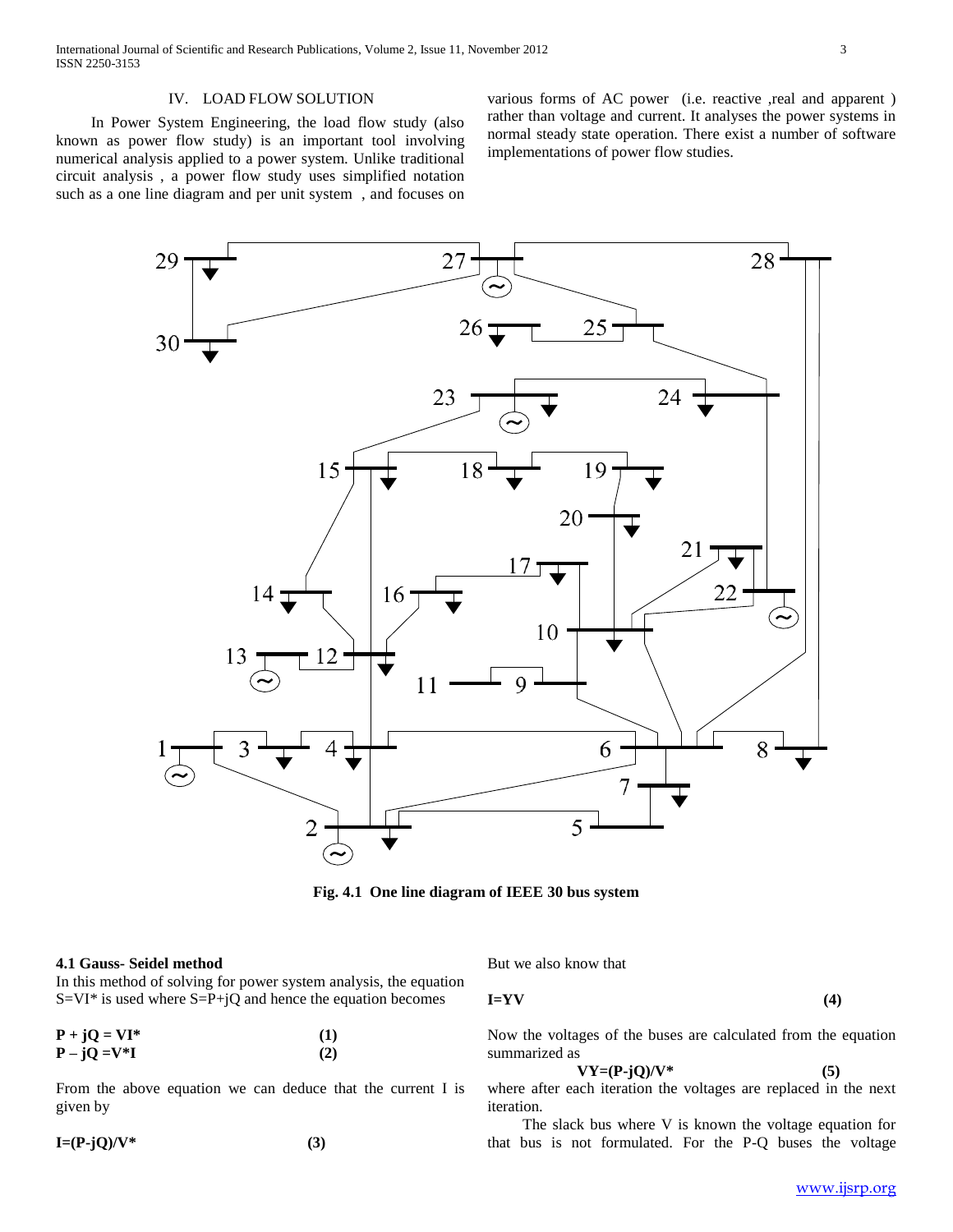## IV. LOAD FLOW SOLUTION

In Power System Engineering, the load flow study (also known as power flow study) is an important tool involving numerical analysis applied to a power system. Unlike traditional circuit analysis , a power flow study uses simplified notation such as a one line diagram and per unit system , and focuses on various forms of AC power (i.e. reactive ,real and apparent ) rather than voltage and current. It analyses the power systems in normal steady state operation. There exist a number of software implementations of power flow studies.

**Fig. 4.1 One line diagram of IEEE 30 bus system**

### 4.1 Gauss- Seidel method

In this method of solving for power system analysis, the equation $S=VI^*$ is used where $S=P+jQ$ and hence the equation becomes

$$P + jQ = VI^* \quad (1)$$

$$P - jQ = V^*I \quad (2)$$

From the above equation we can deduce that the current I is given by

$$I=(P-jQ)/V^* \quad (3)$$

But we also know that

$$I=YV \quad (4)$$

Now the voltages of the buses are calculated from the equation summarized as

$$VY=(P-jQ)/V^* \quad (5)$$

where after each iteration the voltages are replaced in the next iteration.

The slack bus where V is known the voltage equation for that bus is not formulated. For the P-Q buses the voltage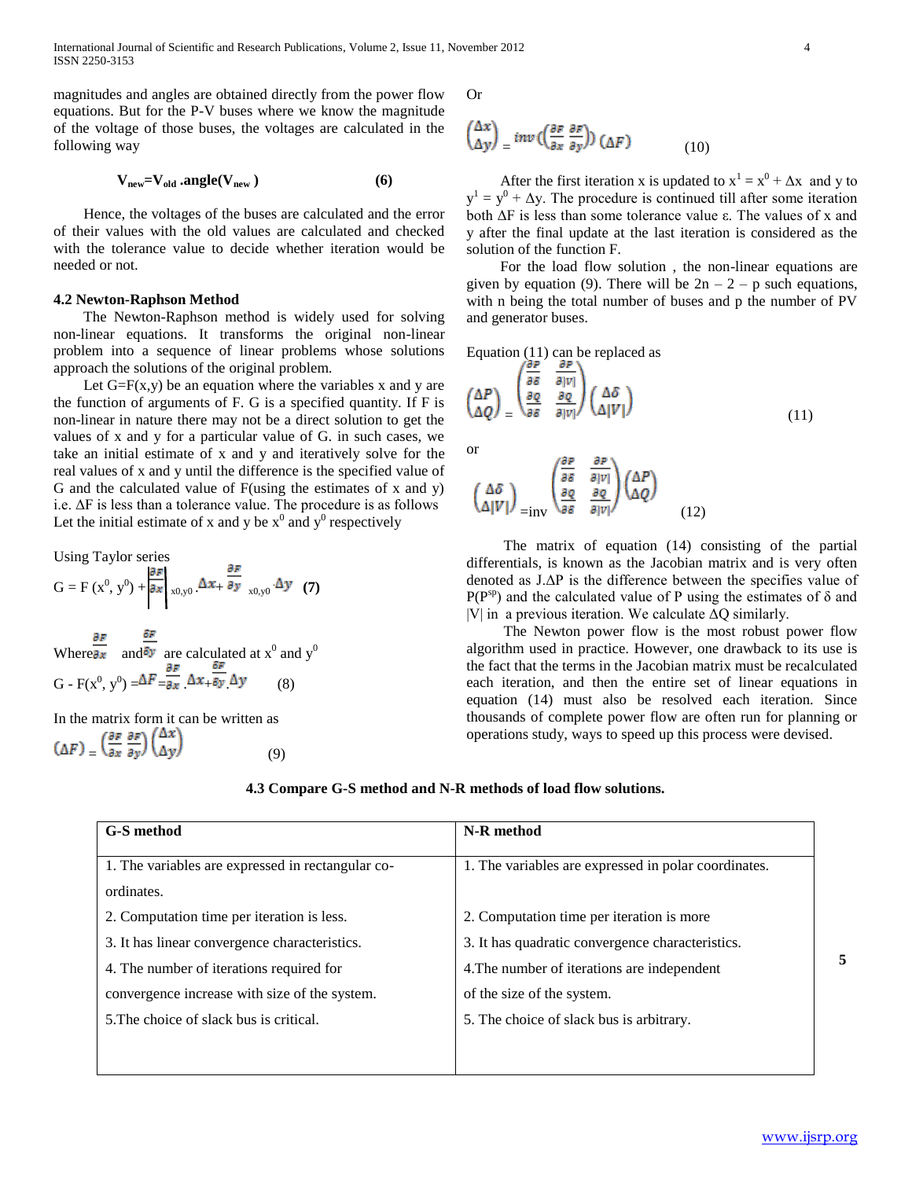magnitudes and angles are obtained directly from the power flow equations. But for the P-V buses where we know the magnitude of the voltage of those buses, the voltages are calculated in the following way

$$V_{new}=V_{old}\,.\text{angle}(V_{new}) \qquad (6)$$

Hence, the voltages of the buses are calculated and the error of their values with the old values are calculated and checked with the tolerance value to decide whether iteration would be needed or not.

### 4.2 Newton-Raphson Method

The Newton-Raphson method is widely used for solving non-linear equations. It transforms the original non-linear problem into a sequence of linear problems whose solutions approach the solutions of the original problem.

Let G=F(x,y) be an equation where the variables x and y are the function of arguments of F. G is a specified quantity. If F is non-linear in nature there may not be a direct solution to get the values of x and y for a particular value of G. in such cases, we take an initial estimate of x and y and iteratively solve for the real values of x and y until the difference is the specified value of G and the calculated value of F(using the estimates of x and y) i.e. ΔF is less than a tolerance value. The procedure is as follows Let the initial estimate of x and y be $x^0$ and $y^0$ respectively

Using Taylor series

$$G = F(x^0, y^0) + \left.\frac{\partial F}{\partial x}\right|_{x0,y0} .\Delta x + \left.\frac{\partial F}{\partial y}\right|_{x0,y0} .\Delta y \quad \textbf{(7)}$$

Where $\frac{\partial F}{\partial x}$ and $\frac{\delta F}{\delta y}$ are calculated at $x^0$ and $y^0$

$$G - F(x^0, y^0) = \Delta F = \frac{\partial F}{\partial x}.\Delta x + \frac{\delta F}{\delta y}.\Delta y \qquad (8)$$

In the matrix form it can be written as

$$(\Delta F) = \begin{pmatrix} \frac{\partial F}{\partial x} & \frac{\partial F}{\partial y} \end{pmatrix} \begin{pmatrix} \Delta x \\ \Delta y \end{pmatrix} \qquad (9)$$

Or

$$\begin{pmatrix} \Delta x \\ \Delta y \end{pmatrix} = inv\left(\begin{pmatrix} \frac{\partial F}{\partial x} & \frac{\partial F}{\partial y} \end{pmatrix}\right) (\Delta F) \qquad (10)$$

After the first iteration x is updated to $x^1 = x^0 + \Delta x$ and y to $y^1 = y^0 + \Delta y$. The procedure is continued till after some iteration both ΔF is less than some tolerance value ε. The values of x and y after the final update at the last iteration is considered as the solution of the function F.

For the load flow solution , the non-linear equations are given by equation (9). There will be $2n - 2 - p$ such equations, with n being the total number of buses and p the number of PV and generator buses.

Equation (11) can be replaced as

$$\begin{pmatrix} \Delta P \\ \Delta Q \end{pmatrix} = \begin{pmatrix} \frac{\partial P}{\partial \delta} & \frac{\partial P}{\partial |V|} \\ \frac{\partial Q}{\partial \delta} & \frac{\partial Q}{\partial |V|} \end{pmatrix} \begin{pmatrix} \Delta \delta \\ \Delta |V| \end{pmatrix} \qquad (11)$$

or

$$\begin{pmatrix} \Delta \delta \\ \Delta |V| \end{pmatrix} = \text{inv} \begin{pmatrix} \frac{\partial P}{\partial \delta} & \frac{\partial P}{\partial |V|} \\ \frac{\partial Q}{\partial \delta} & \frac{\partial Q}{\partial |V|} \end{pmatrix} \begin{pmatrix} \Delta P \\ \Delta Q \end{pmatrix} \qquad (12)$$

The matrix of equation (14) consisting of the partial differentials, is known as the Jacobian matrix and is very often denoted as J.ΔP is the difference between the specifies value of $P(P^{sp})$ and the calculated value of P using the estimates of δ and |V| in a previous iteration. We calculate ΔQ similarly.

The Newton power flow is the most robust power flow algorithm used in practice. However, one drawback to its use is the fact that the terms in the Jacobian matrix must be recalculated each iteration, and then the entire set of linear equations in equation (14) must also be resolved each iteration. Since thousands of complete power flow are often run for planning or operations study, ways to speed up this process were devised.

### 4.3 Compare G-S method and N-R methods of load flow solutions.

| G-S method | N-R method |
|---|---|
| 1. The variables are expressed in rectangular co-ordinates. | 1. The variables are expressed in polar coordinates. |
| 2. Computation time per iteration is less. | 2. Computation time per iteration is more |
| 3. It has linear convergence characteristics. | 3. It has quadratic convergence characteristics. |
| 4. The number of iterations required for convergence increase with size of the system. | 4.The number of iterations are independent of the size of the system. |
| 5.The choice of slack bus is critical. | 5. The choice of slack bus is arbitrary. |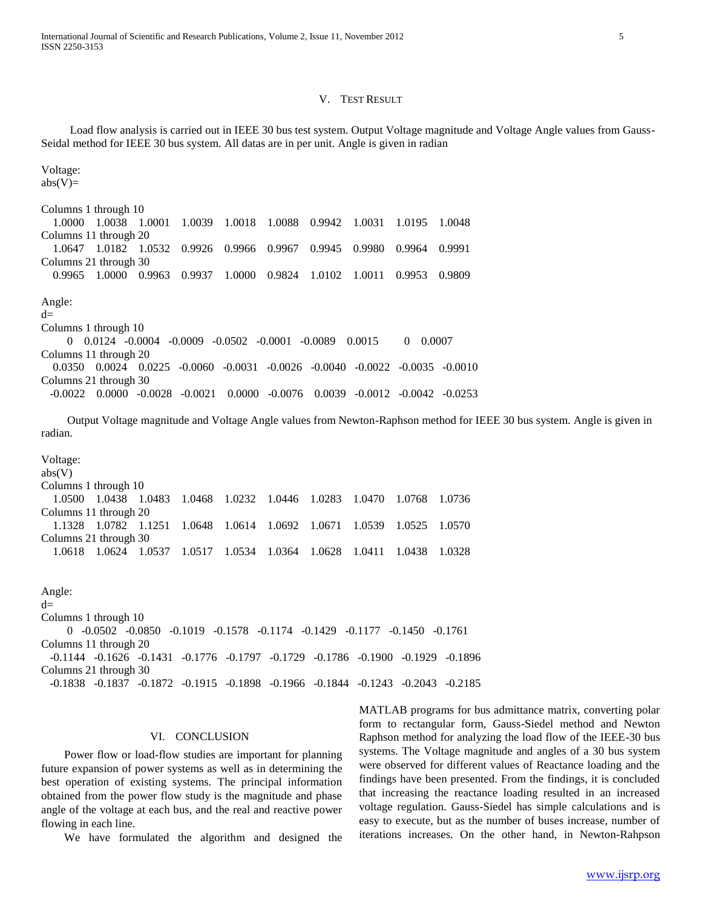## V. Test Result

Load flow analysis is carried out in IEEE 30 bus test system. Output Voltage magnitude and Voltage Angle values from Gauss-Seidal method for IEEE 30 bus system. All datas are in per unit. Angle is given in radian

```
Voltage:
abs(V)=

Columns 1 through 10
  1.0000   1.0038   1.0001   1.0039   1.0018   1.0088   0.9942   1.0031   1.0195   1.0048
Columns 11 through 20
  1.0647   1.0182   1.0532   0.9926   0.9966   0.9967   0.9945   0.9980   0.9964   0.9991
Columns 21 through 30
  0.9965   1.0000   0.9963   0.9937   1.0000   0.9824   1.0102   1.0011   0.9953   0.9809

Angle:
d=
Columns 1 through 10
       0   0.0124  -0.0004  -0.0009  -0.0502  -0.0001  -0.0089   0.0015        0   0.0007
Columns 11 through 20
  0.0350   0.0024   0.0225  -0.0060  -0.0031  -0.0026  -0.0040  -0.0022  -0.0035  -0.0010
Columns 21 through 30
 -0.0022   0.0000  -0.0028  -0.0021   0.0000  -0.0076   0.0039  -0.0012  -0.0042  -0.0253
```

Output Voltage magnitude and Voltage Angle values from Newton-Raphson method for IEEE 30 bus system. Angle is given in radian.

```
Voltage:
abs(V)
Columns 1 through 10
  1.0500   1.0438   1.0483   1.0468   1.0232   1.0446   1.0283   1.0470   1.0768   1.0736
Columns 11 through 20
  1.1328   1.0782   1.1251   1.0648   1.0614   1.0692   1.0671   1.0539   1.0525   1.0570
Columns 21 through 30
  1.0618   1.0624   1.0537   1.0517   1.0534   1.0364   1.0628   1.0411   1.0438   1.0328

Angle:
d=
Columns 1 through 10
       0  -0.0502  -0.0850  -0.1019  -0.1578  -0.1174  -0.1429  -0.1177  -0.1450  -0.1761
Columns 11 through 20
 -0.1144  -0.1626  -0.1431  -0.1776  -0.1797  -0.1729  -0.1786  -0.1900  -0.1929  -0.1896
Columns 21 through 30
 -0.1838  -0.1837  -0.1872  -0.1915  -0.1898  -0.1966  -0.1844  -0.1243  -0.2043  -0.2185
```

## VI. Conclusion

Power flow or load-flow studies are important for planning future expansion of power systems as well as in determining the best operation of existing systems. The principal information obtained from the power flow study is the magnitude and phase angle of the voltage at each bus, and the real and reactive power flowing in each line.

We have formulated the algorithm and designed the MATLAB programs for bus admittance matrix, converting polar form to rectangular form, Gauss-Siedel method and Newton Raphson method for analyzing the load flow of the IEEE-30 bus systems. The Voltage magnitude and angles of a 30 bus system were observed for different values of Reactance loading and the findings have been presented. From the findings, it is concluded that increasing the reactance loading resulted in an increased voltage regulation. Gauss-Siedel has simple calculations and is easy to execute, but as the number of buses increase, number of iterations increases. On the other hand, in Newton-Rahpson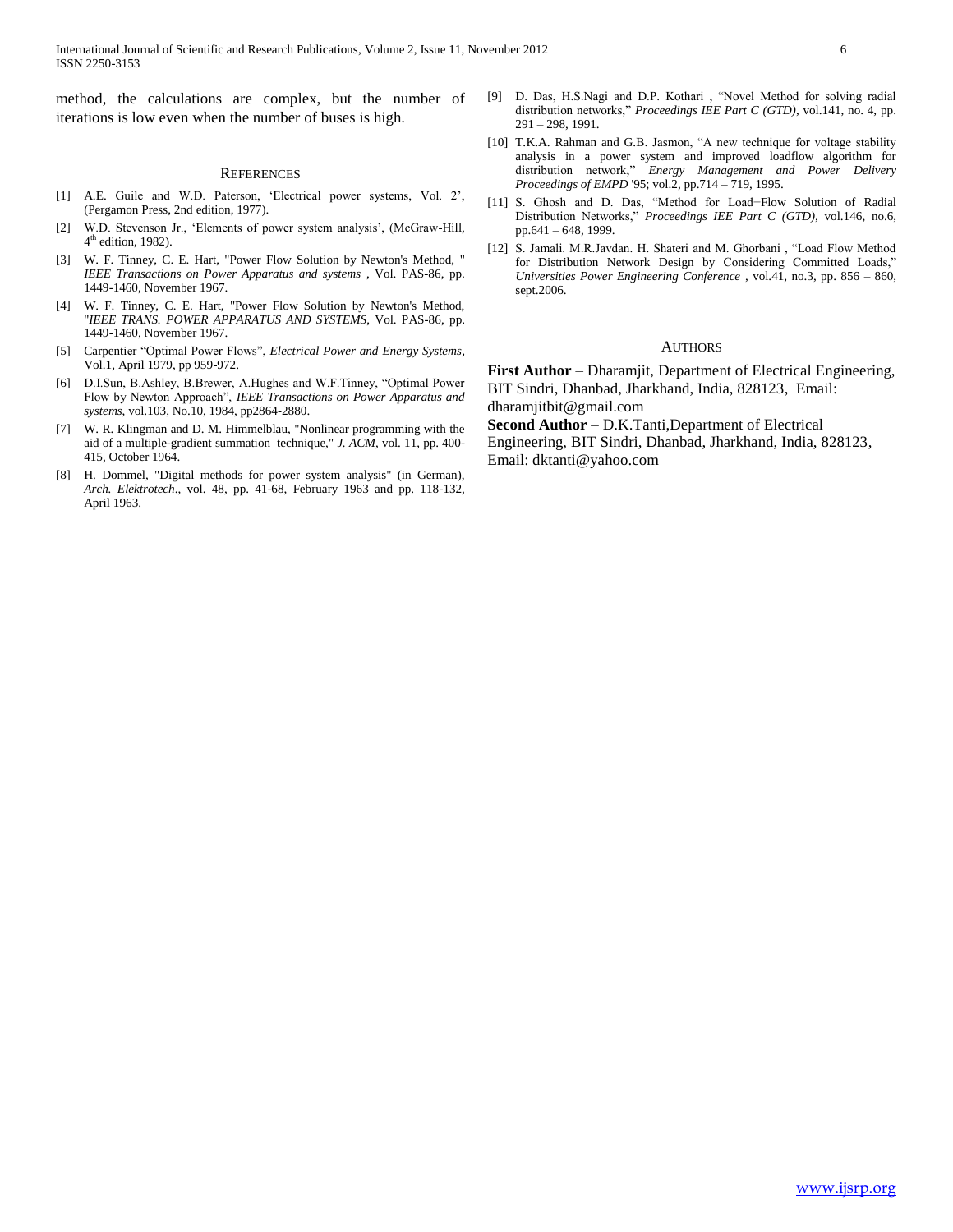method, the calculations are complex, but the number of iterations is low even when the number of buses is high.

## REFERENCES

[1] A.E. Guile and W.D. Paterson, 'Electrical power systems, Vol. 2', (Pergamon Press, 2nd edition, 1977).

[2] W.D. Stevenson Jr., 'Elements of power system analysis', (McGraw-Hill, 4th edition, 1982).

[3] W. F. Tinney, C. E. Hart, "Power Flow Solution by Newton's Method, " *IEEE Transactions on Power Apparatus and systems* , Vol. PAS-86, pp. 1449-1460, November 1967.

[4] W. F. Tinney, C. E. Hart, "Power Flow Solution by Newton's Method, "*IEEE TRANS. POWER APPARATUS AND SYSTEMS*, Vol. PAS-86, pp. 1449-1460, November 1967.

[5] Carpentier "Optimal Power Flows", *Electrical Power and Energy Systems*, Vol.1, April 1979, pp 959-972.

[6] D.I.Sun, B.Ashley, B.Brewer, A.Hughes and W.F.Tinney, "Optimal Power Flow by Newton Approach", *IEEE Transactions on Power Apparatus and systems*, vol.103, No.10, 1984, pp2864-2880.

[7] W. R. Klingman and D. M. Himmelblau, "Nonlinear programming with the aid of a multiple-gradient summation technique," *J. ACM*, vol. 11, pp. 400-415, October 1964.

[8] H. Dommel, "Digital methods for power system analysis" (in German), *Arch. Elektrotech*., vol. 48, pp. 41-68, February 1963 and pp. 118-132, April 1963.

[9] D. Das, H.S.Nagi and D.P. Kothari , "Novel Method for solving radial distribution networks," *Proceedings IEE Part C (GTD)*, vol.141, no. 4, pp. 291 – 298, 1991.

[10] T.K.A. Rahman and G.B. Jasmon, "A new technique for voltage stability analysis in a power system and improved loadflow algorithm for distribution network," *Energy Management and Power Delivery Proceedings of EMPD* '95; vol.2, pp.714 – 719, 1995.

[11] S. Ghosh and D. Das, "Method for Load−Flow Solution of Radial Distribution Networks," *Proceedings IEE Part C (GTD)*, vol.146, no.6, pp.641 – 648, 1999.

[12] S. Jamali. M.R.Javdan. H. Shateri and M. Ghorbani , "Load Flow Method for Distribution Network Design by Considering Committed Loads," *Universities Power Engineering Conference* , vol.41, no.3, pp. 856 – 860, sept.2006.

## AUTHORS

**First Author** – Dharamjit, Department of Electrical Engineering, BIT Sindri, Dhanbad, Jharkhand, India, 828123, Email: dharamjitbit@gmail.com

**Second Author** – D.K.Tanti,Department of Electrical Engineering, BIT Sindri, Dhanbad, Jharkhand, India, 828123, Email: dktanti@yahoo.com